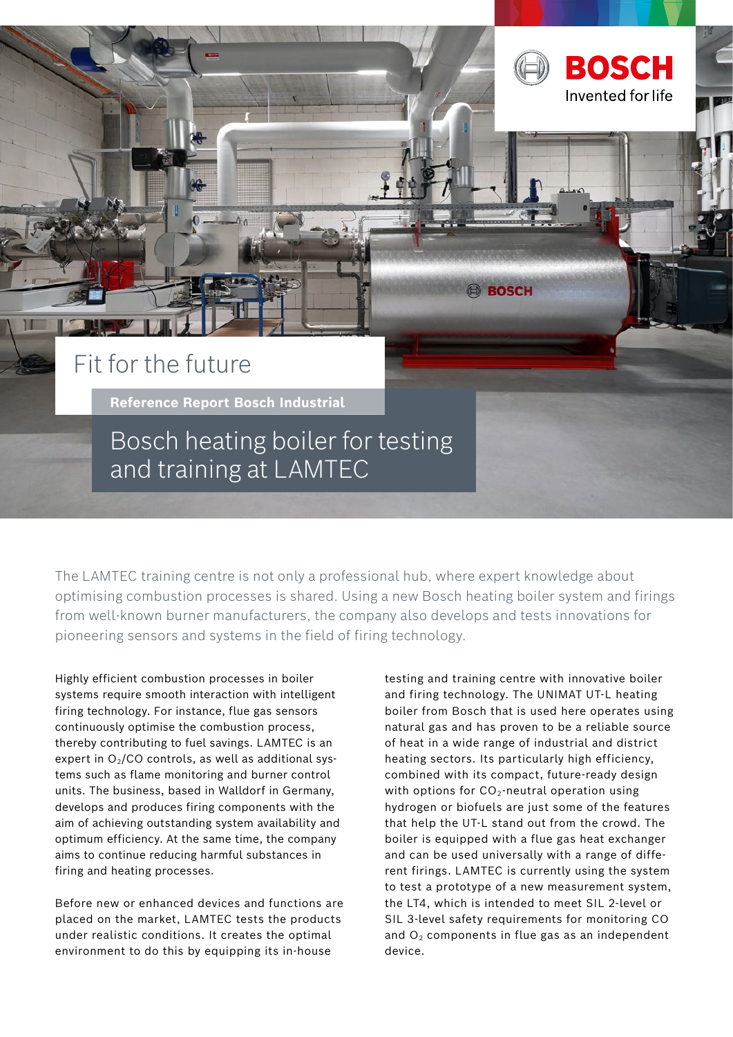# Fit for the future

**Reference Report Bosch Industrial**

## Bosch heating boiler for testing and training at LAMTEC

The LAMTEC training centre is not only a professional hub, where expert knowledge about optimising combustion processes is shared. Using a new Bosch heating boiler system and firings from well-known burner manufacturers, the company also develops and tests innovations for pioneering sensors and systems in the field of firing technology.

Highly efficient combustion processes in boiler systems require smooth interaction with intelligent firing technology. For instance, flue gas sensors continuously optimise the combustion process, thereby contributing to fuel savings. LAMTEC is an expert in $O_2$/CO controls, as well as additional systems such as flame monitoring and burner control units. The business, based in Walldorf in Germany, develops and produces firing components with the aim of achieving outstanding system availability and optimum efficiency. At the same time, the company aims to continue reducing harmful substances in firing and heating processes.

Before new or enhanced devices and functions are placed on the market, LAMTEC tests the products under realistic conditions. It creates the optimal environment to do this by equipping its in-house testing and training centre with innovative boiler and firing technology. The UNIMAT UT-L heating boiler from Bosch that is used here operates using natural gas and has proven to be a reliable source of heat in a wide range of industrial and district heating sectors. Its particularly high efficiency, combined with its compact, future-ready design with options for $CO_2$-neutral operation using hydrogen or biofuels are just some of the features that help the UT-L stand out from the crowd. The boiler is equipped with a flue gas heat exchanger and can be used universally with a range of different firings. LAMTEC is currently using the system to test a prototype of a new measurement system, the LT4, which is intended to meet SIL 2-level or SIL 3-level safety requirements for monitoring CO and $O_2$ components in flue gas as an independent device.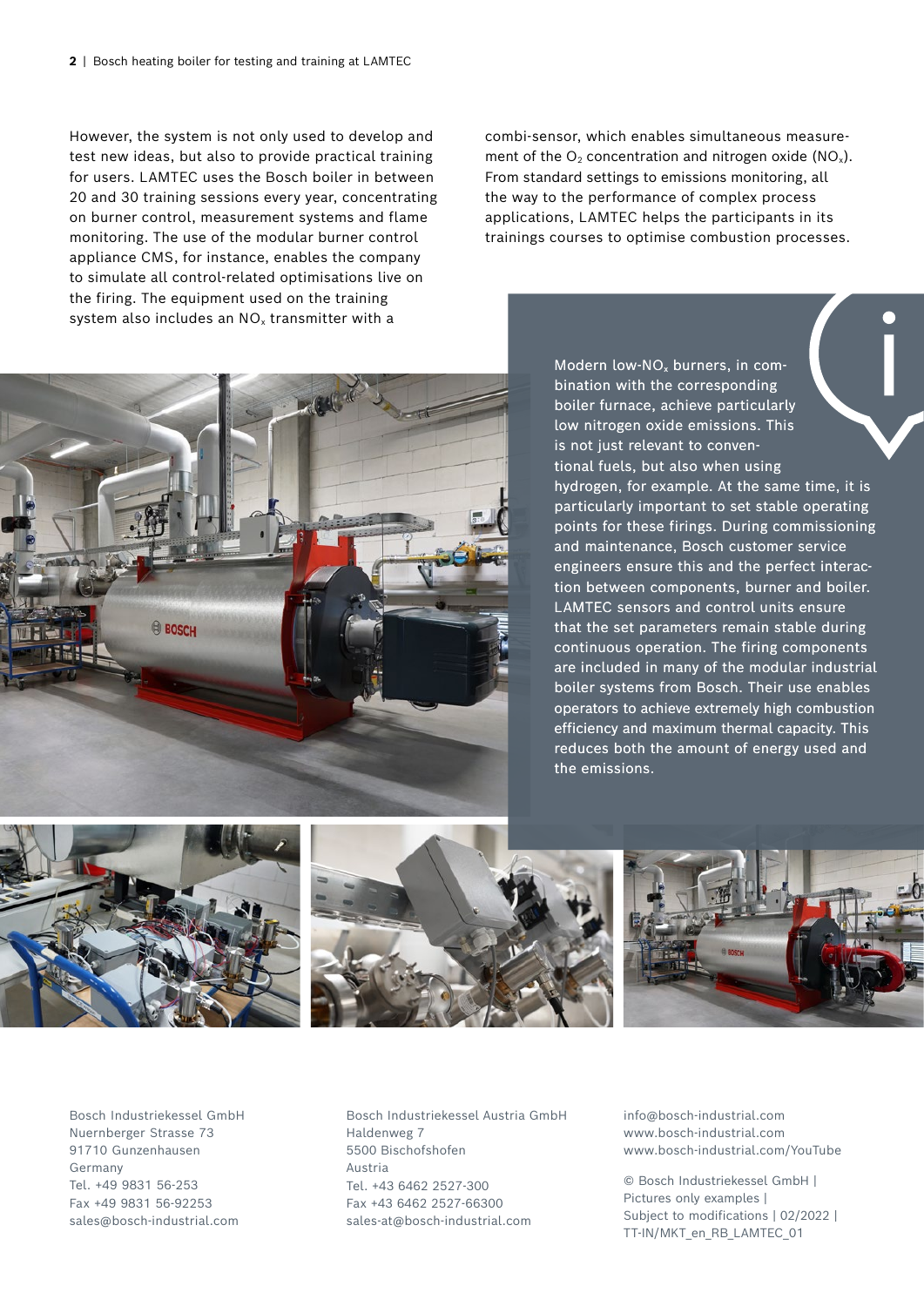However, the system is not only used to develop and test new ideas, but also to provide practical training for users. LAMTEC uses the Bosch boiler in between 20 and 30 training sessions every year, concentrating on burner control, measurement systems and flame monitoring. The use of the modular burner control appliance CMS, for instance, enables the company to simulate all control-related optimisations live on the firing. The training equipment used on the training system also includes an $NO_x$ transmitter with a combi-sensor, which enables simultaneous measurement of the $O_2$ concentration and nitrogen oxide ($NO_x$). From standard settings to emissions monitoring, all the way to the performance of complex process applications, LAMTEC helps the participants in its trainings courses to optimise combustion processes.

Modern low-$NO_x$ burners, in combination with the corresponding boiler furnace, achieve particularly low nitrogen oxide emissions. This is not just relevant to conventional fuels, but also when using hydrogen, for example. At the same time, it is particularly important to set stable operating points for these firings. During commissioning and maintenance, Bosch customer service engineers ensure this and the perfect interaction between components, burner and boiler. LAMTEC sensors and control units ensure that the set parameters remain stable during continuous operation. The firing components are included in many of the modular industrial boiler systems from Bosch. Their use enables operators to achieve extremely high combustion efficiency and maximum thermal capacity. This reduces both the amount of energy used and the emissions.

Bosch Industriekessel GmbH
Nuernberger Strasse 73
91710 Gunzenhausen
Germany
Tel. +49 9831 56-253
Fax +49 9831 56-92253
sales@bosch-industrial.com

Bosch Industriekessel Austria GmbH
Haldenweg 7
5500 Bischofshofen
Austria
Tel. +43 6462 2527-300
Fax +43 6462 2527-66300
sales-at@bosch-industrial.com

info@bosch-industrial.com
www.bosch-industrial.com
www.bosch-industrial.com/YouTube

© Bosch Industriekessel GmbH |
Pictures only examples |
Subject to modifications | 02/2022 |
TT-IN/MKT_en_RB_LAMTEC_01